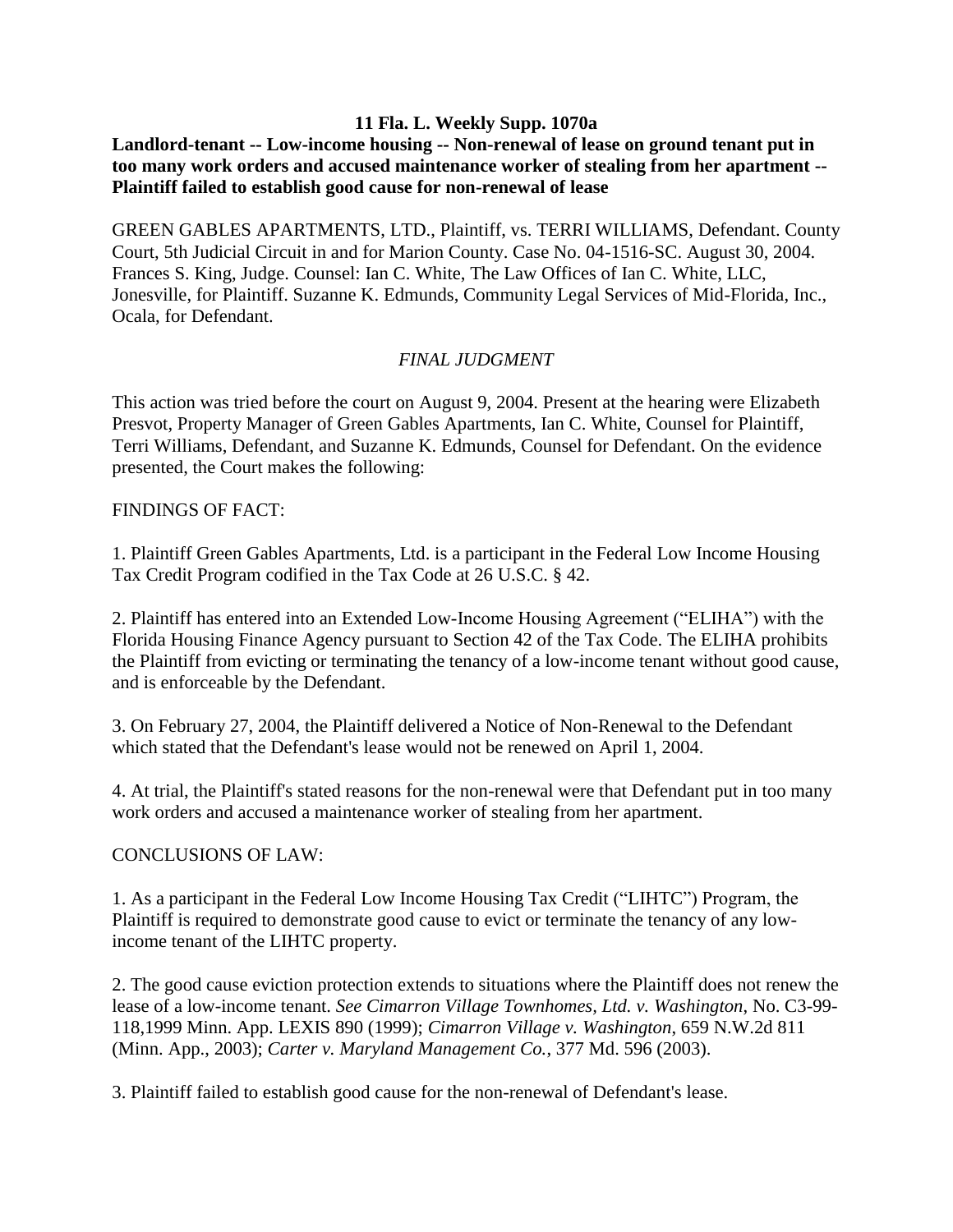**11 Fla. L. Weekly Supp. 1070a**

**Landlord-tenant -- Low-income housing -- Non-renewal of lease on ground tenant put in too many work orders and accused maintenance worker of stealing from her apartment -- Plaintiff failed to establish good cause for non-renewal of lease**

GREEN GABLES APARTMENTS, LTD., Plaintiff, vs. TERRI WILLIAMS, Defendant. County Court, 5th Judicial Circuit in and for Marion County. Case No. 04-1516-SC. August 30, 2004. Frances S. King, Judge. Counsel: Ian C. White, The Law Offices of Ian C. White, LLC, Jonesville, for Plaintiff. Suzanne K. Edmunds, Community Legal Services of Mid-Florida, Inc., Ocala, for Defendant.

*FINAL JUDGMENT*

This action was tried before the court on August 9, 2004. Present at the hearing were Elizabeth Presvot, Property Manager of Green Gables Apartments, Ian C. White, Counsel for Plaintiff, Terri Williams, Defendant, and Suzanne K. Edmunds, Counsel for Defendant. On the evidence presented, the Court makes the following:

FINDINGS OF FACT:

1. Plaintiff Green Gables Apartments, Ltd. is a participant in the Federal Low Income Housing Tax Credit Program codified in the Tax Code at 26 U.S.C. § 42.

2. Plaintiff has entered into an Extended Low-Income Housing Agreement ("ELIHA") with the Florida Housing Finance Agency pursuant to Section 42 of the Tax Code. The ELIHA prohibits the Plaintiff from evicting or terminating the tenancy of a low-income tenant without good cause, and is enforceable by the Defendant.

3. On February 27, 2004, the Plaintiff delivered a Notice of Non-Renewal to the Defendant which stated that the Defendant's lease would not be renewed on April 1, 2004.

4. At trial, the Plaintiff's stated reasons for the non-renewal were that Defendant put in too many work orders and accused a maintenance worker of stealing from her apartment.

CONCLUSIONS OF LAW:

1. As a participant in the Federal Low Income Housing Tax Credit ("LIHTC") Program, the Plaintiff is required to demonstrate good cause to evict or terminate the tenancy of any low-income tenant of the LIHTC property.

2. The good cause eviction protection extends to situations where the Plaintiff does not renew the lease of a low-income tenant. *See Cimarron Village Townhomes, Ltd. v. Washington*, No. C3-99-118,1999 Minn. App. LEXIS 890 (1999); *Cimarron Village v. Washington*, 659 N.W.2d 811 (Minn. App., 2003); *Carter v. Maryland Management Co.*, 377 Md. 596 (2003).

3. Plaintiff failed to establish good cause for the non-renewal of Defendant's lease.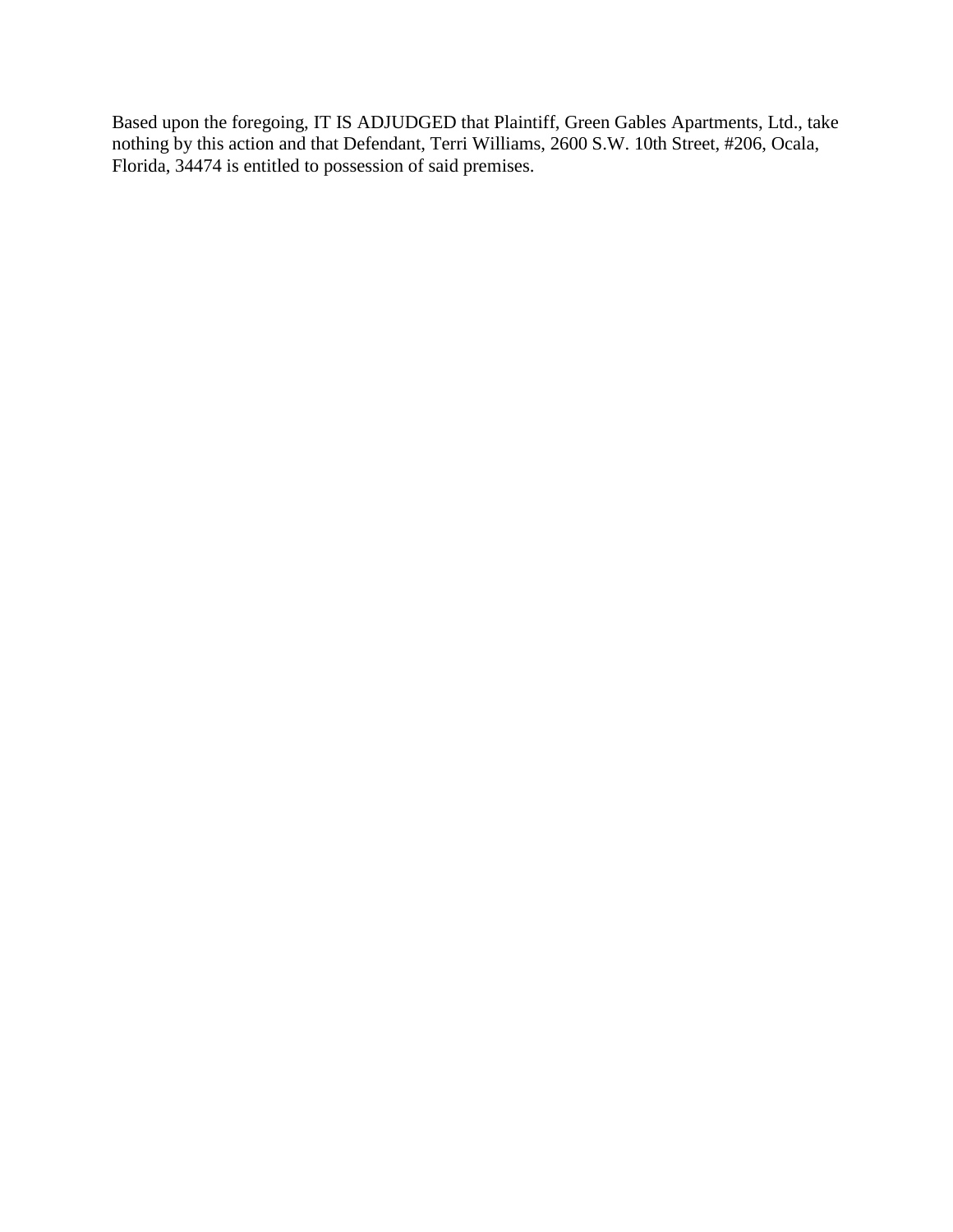Based upon the foregoing, IT IS ADJUDGED that Plaintiff, Green Gables Apartments, Ltd., take nothing by this action and that Defendant, Terri Williams, 2600 S.W. 10th Street, #206, Ocala, Florida, 34474 is entitled to possession of said premises.